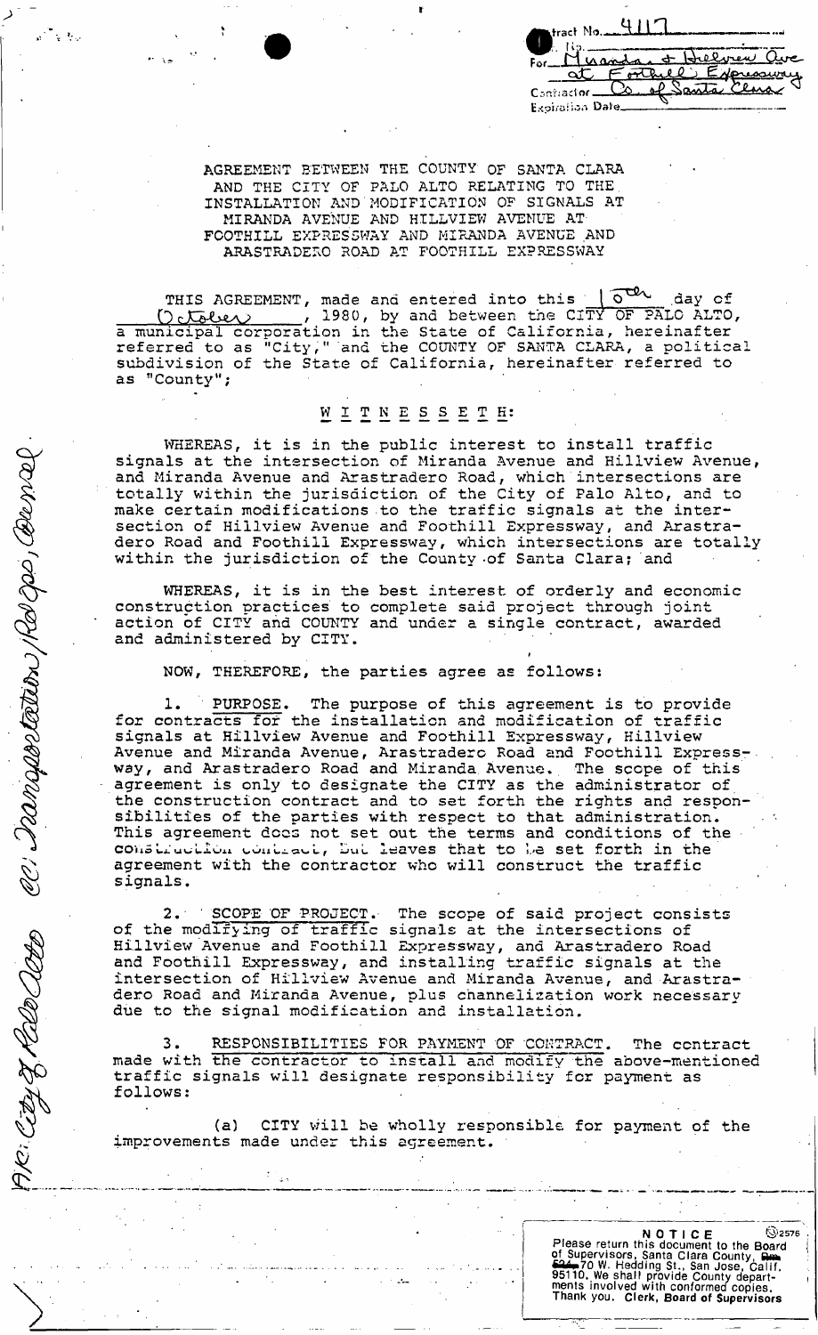Contract No. 4117

For Miranda & Hillview Ave at Foothill Expressway

Contractor Co. of Santa Clara

Expiration Date

AGREEMENT BETWEEN THE COUNTY OF SANTA CLARA AND THE CITY OF PALO ALTO RELATING TO THE INSTALLATION AND MODIFICATION OF SIGNALS AT MIRANDA AVENUE AND HILLVIEW AVENUE AT FOOTHILL EXPRESSWAY AND MIRANDA AVENUE AND ARASTRADERO ROAD AT FOOTHILL EXPRESSWAY

THIS AGREEMENT, made and entered into this 10th day of October, 1980, by and between the CITY OF PALO ALTO, a municipal corporation in the State of California, hereinafter referred to as "City," and the COUNTY OF SANTA CLARA, a political subdivision of the State of California, hereinafter referred to as "County";

W I T N E S S E T H:

WHEREAS, it is in the public interest to install traffic signals at the intersection of Miranda Avenue and Hillview Avenue, and Miranda Avenue and Arastradero Road, which intersections are totally within the jurisdiction of the City of Palo Alto, and to make certain modifications to the traffic signals at the intersection of Hillview Avenue and Foothill Expressway, and Arastradero Road and Foothill Expressway, which intersections are totally within the jurisdiction of the County of Santa Clara; and

WHEREAS, it is in the best interest of orderly and economic construction practices to complete said project through joint action of CITY and COUNTY and under a single contract, awarded and administered by CITY.

NOW, THEREFORE, the parties agree as follows:

1. PURPOSE. The purpose of this agreement is to provide for contracts for the installation and modification of traffic signals at Hillview Avenue and Foothill Expressway, Hillview Avenue and Miranda Avenue, Arastradero Road and Foothill Expressway, and Arastradero Road and Miranda Avenue. The scope of this agreement is only to designate the CITY as the administrator of the construction contract and to set forth the rights and responsibilities of the parties with respect to that administration. This agreement does not set out the terms and conditions of the construction contract, but leaves that to be set forth in the agreement with the contractor who will construct the traffic signals.

2. SCOPE OF PROJECT. The scope of said project consists of the modifying of traffic signals at the intersections of Hillview Avenue and Foothill Expressway, and Arastradero Road and Foothill Expressway, and installing traffic signals at the intersection of Hillview Avenue and Miranda Avenue, and Arastradero Road and Miranda Avenue, plus channelization work necessary due to the signal modification and installation.

3. RESPONSIBILITIES FOR PAYMENT OF CONTRACT. The contract made with the contractor to install and modify the above-mentioned traffic signals will designate responsibility for payment as follows:

(a) CITY will be wholly responsible for payment of the improvements made under this agreement.

cc: Transportation/Rob Roo, Counsel

A/C: City of Palo Alto

NOTICE

Please return this document to the Board of Supervisors, Santa Clara County, 70 W. Hedding St., San Jose, Calif. 95110. We shall provide County departments involved with conformed copies. Thank you. Clerk, Board of Supervisors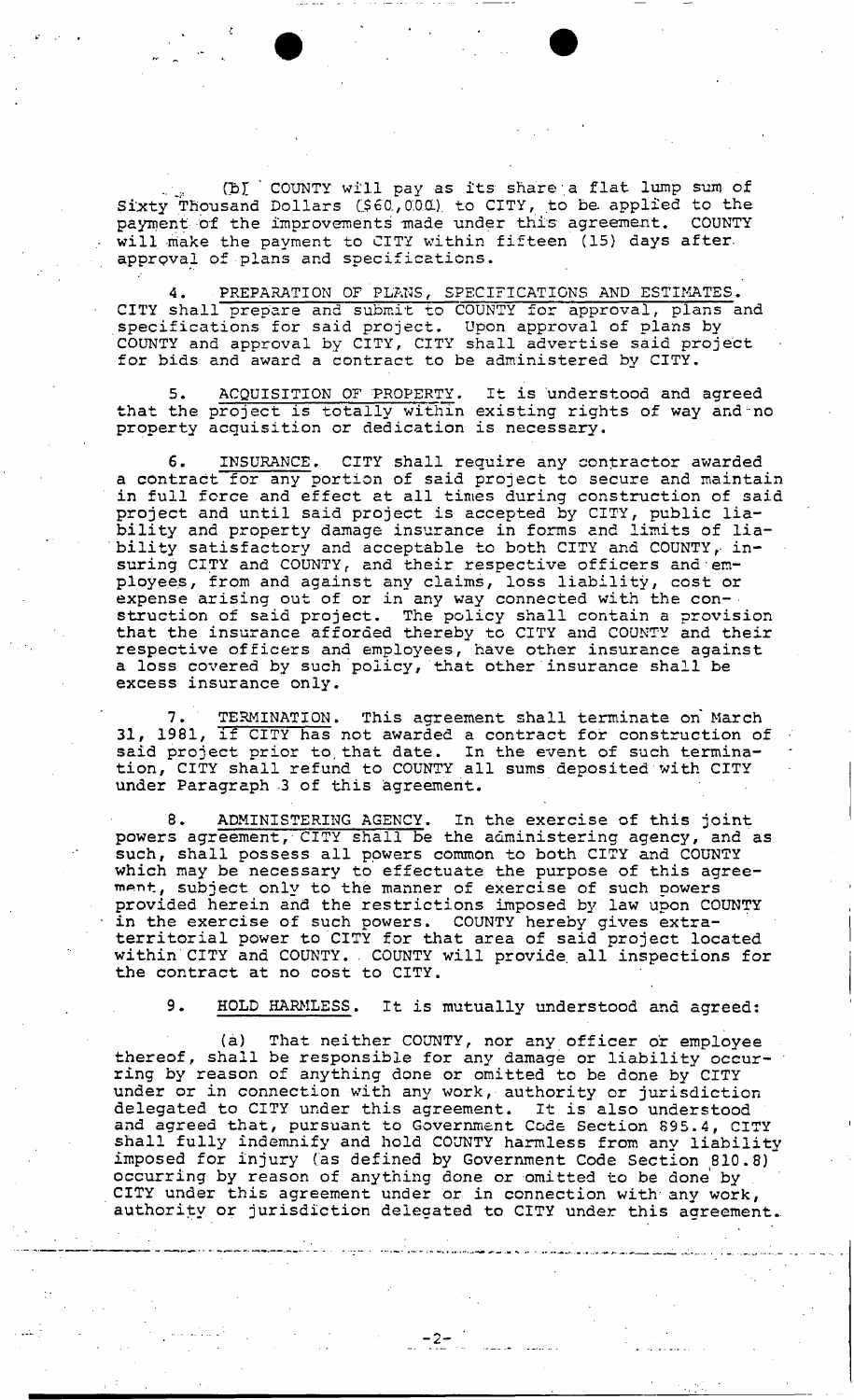(b) COUNTY will pay as its share a flat lump sum of Sixty Thousand Dollars ($60,000) to CITY, to be applied to the payment of the improvements made under this agreement. COUNTY will make the payment to CITY within fifteen (15) days after approval of plans and specifications.

4. PREPARATION OF PLANS, SPECIFICATIONS AND ESTIMATES. CITY shall prepare and submit to COUNTY for approval, plans and specifications for said project. Upon approval of plans by COUNTY and approval by CITY, CITY shall advertise said project for bids and award a contract to be administered by CITY.

5. ACQUISITION OF PROPERTY. It is understood and agreed that the project is totally within existing rights of way and no property acquisition or dedication is necessary.

6. INSURANCE. CITY shall require any contractor awarded a contract for any portion of said project to secure and maintain in full force and effect at all times during construction of said project and until said project is accepted by CITY, public liability and property damage insurance in forms and limits of liability satisfactory and acceptable to both CITY and COUNTY, insuring CITY and COUNTY, and their respective officers and employees, from and against any claims, loss liability, cost or expense arising out of or in any way connected with the construction of said project. The policy shall contain a provision that the insurance afforded thereby to CITY and COUNTY and their respective officers and employees, have other insurance against a loss covered by such policy, that other insurance shall be excess insurance only.

7. TERMINATION. This agreement shall terminate on March 31, 1981, if CITY has not awarded a contract for construction of said project prior to that date. In the event of such termination, CITY shall refund to COUNTY all sums deposited with CITY under Paragraph 3 of this agreement.

8. ADMINISTERING AGENCY. In the exercise of this joint powers agreement, CITY shall be the administering agency, and as such, shall possess all powers common to both CITY and COUNTY which may be necessary to effectuate the purpose of this agreement, subject only to the manner of exercise of such powers provided herein and the restrictions imposed by law upon COUNTY in the exercise of such powers. COUNTY hereby gives extraterritorial power to CITY for that area of said project located within CITY and COUNTY. COUNTY will provide all inspections for the contract at no cost to CITY.

9. HOLD HARMLESS. It is mutually understood and agreed:

(a) That neither COUNTY, nor any officer or employee thereof, shall be responsible for any damage or liability occurring by reason of anything done or omitted to be done by CITY under or in connection with any work, authority or jurisdiction delegated to CITY under this agreement. It is also understood and agreed that, pursuant to Government Code Section 895.4, CITY shall fully indemnify and hold COUNTY harmless from any liability imposed for injury (as defined by Government Code Section 810.8) occurring by reason of anything done or omitted to be done by CITY under this agreement under or in connection with any work, authority or jurisdiction delegated to CITY under this agreement.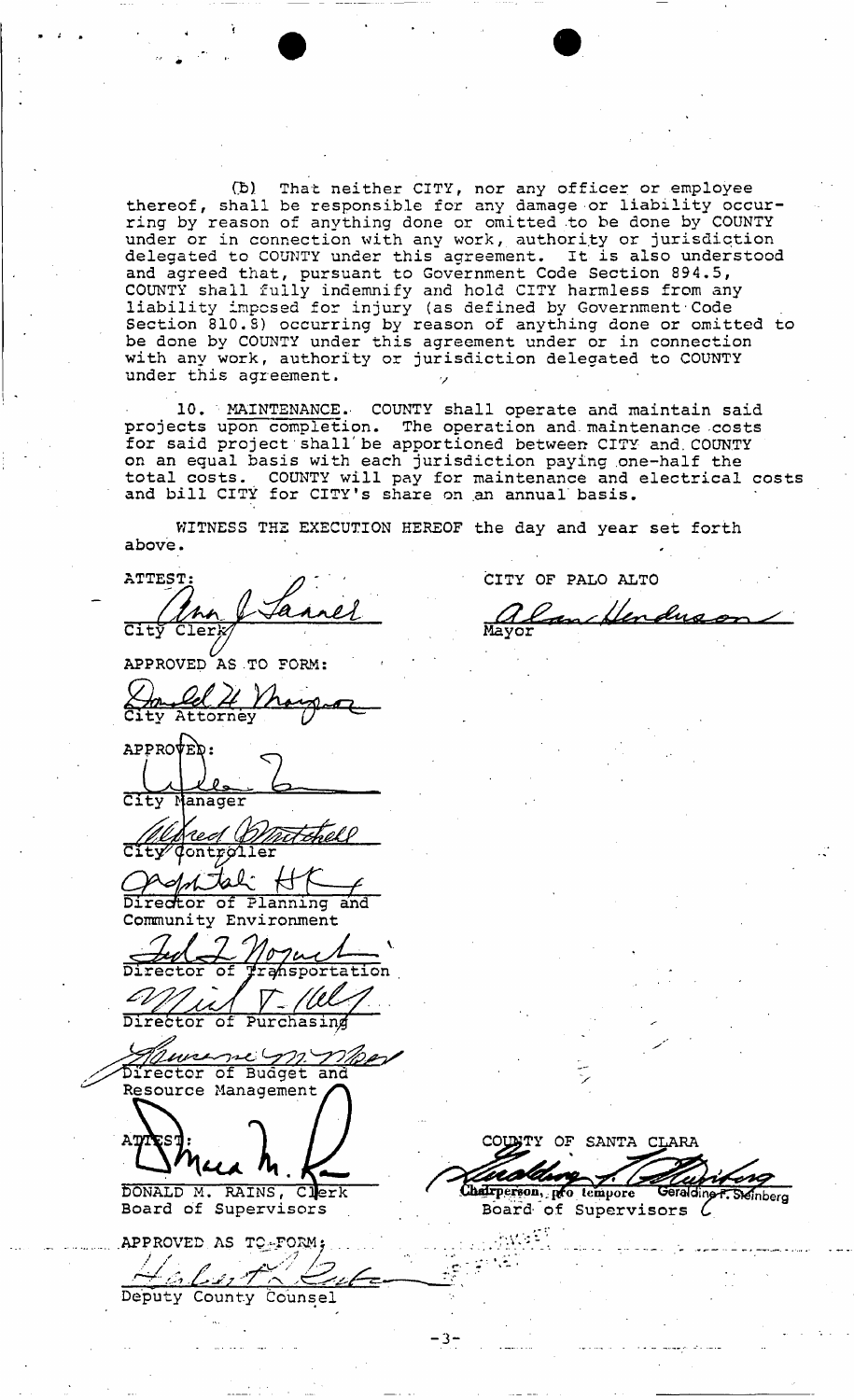(b) That neither CITY, nor any officer or employee thereof, shall be responsible for any damage or liability occurring by reason of anything done or omitted to be done by COUNTY under or in connection with any work, authority or jurisdiction delegated to COUNTY under this agreement. It is also understood and agreed that, pursuant to Government Code Section 894.5, COUNTY shall fully indemnify and hold CITY harmless from any liability imposed for injury (as defined by Government Code Section 810.8) occurring by reason of anything done or omitted to be done by COUNTY under this agreement under or in connection with any work, authority or jurisdiction delegated to COUNTY under this agreement.

10. MAINTENANCE. COUNTY shall operate and maintain said projects upon completion. The operation and maintenance costs for said project shall be apportioned between CITY and COUNTY on an equal basis with each jurisdiction paying one-half the total costs. COUNTY will pay for maintenance and electrical costs and bill CITY for CITY's share on an annual basis.

WITNESS THE EXECUTION HEREOF the day and year set forth above.

ATTEST:

City Clerk

APPROVED AS TO FORM:

City Attorney

APPROVED:

City Manager

City Controller

Director of Planning and Community Environment

Director of Transportation

Director of Purchasing

Director of Budget and Resource Management

CITY OF PALO ALTO

Mayor

ATTEST:

DONALD M. RAINS, Clerk
Board of Supervisors

APPROVED AS TO FORM:

Deputy County Counsel

COUNTY OF SANTA CLARA

Chairperson, pro tempore Geraldine F. Steinberg
Board of Supervisors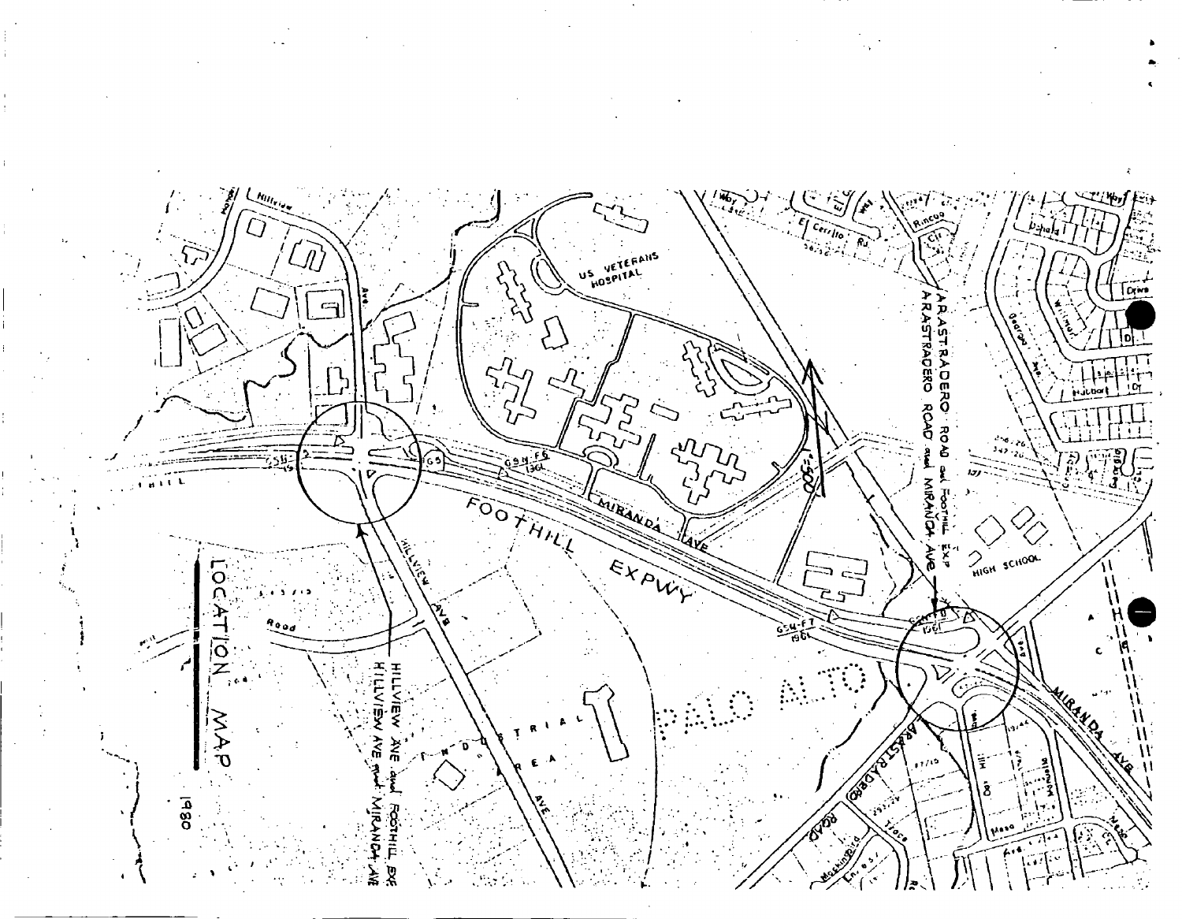LOCATION MAP

1980

HILLVIEW AVE and FOOTHILL EXP
HILLVIEW AVE and MIRANDA AVE

ARASTRADERO ROAD and FOOTHILL EXP
ARASTRADERO ROAD and MIRANDA AVE

US VETERANS HOSPITAL

FOOTHILL EXPWY

MIRANDA AVE

HILLVIEW AVE

ARASTRADERO ROAD

PALO ALTO

INDUSTRIAL AREA

HIGH SCHOOL

1"=500'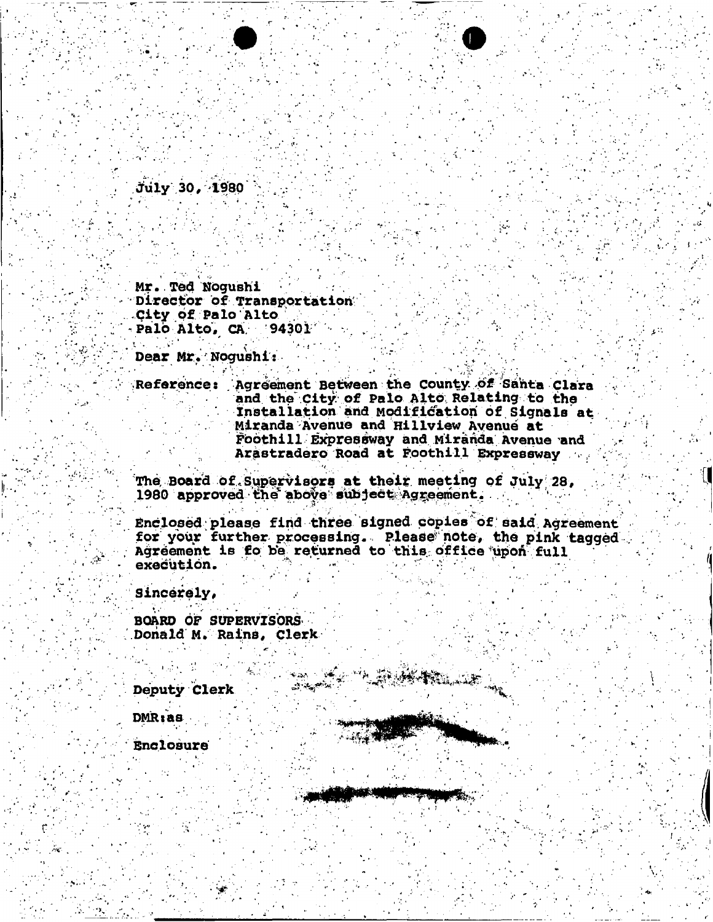July 30, 1980

Mr. Ted Nogushi
Director of Transportation
City of Palo Alto
Palo Alto, CA 94301

Dear Mr. Nogushi:

Reference: Agreement Between the County of Santa Clara and the City of Palo Alto Relating to the Installation and Modification of Signals at Miranda Avenue and Hillview Avenue at Foothill Expressway and Miranda Avenue and Arastradero Road at Foothill Expressway

The Board of Supervisors at their meeting of July 28, 1980 approved the above subject Agreement.

Enclosed please find three signed copies of said Agreement for your further processing. Please note, the pink tagged Agreement is to be returned to this office upon full execution.

Sincerely,

BOARD OF SUPERVISORS
Donald M. Rains, Clerk

Deputy Clerk

DMR:as

Enclosure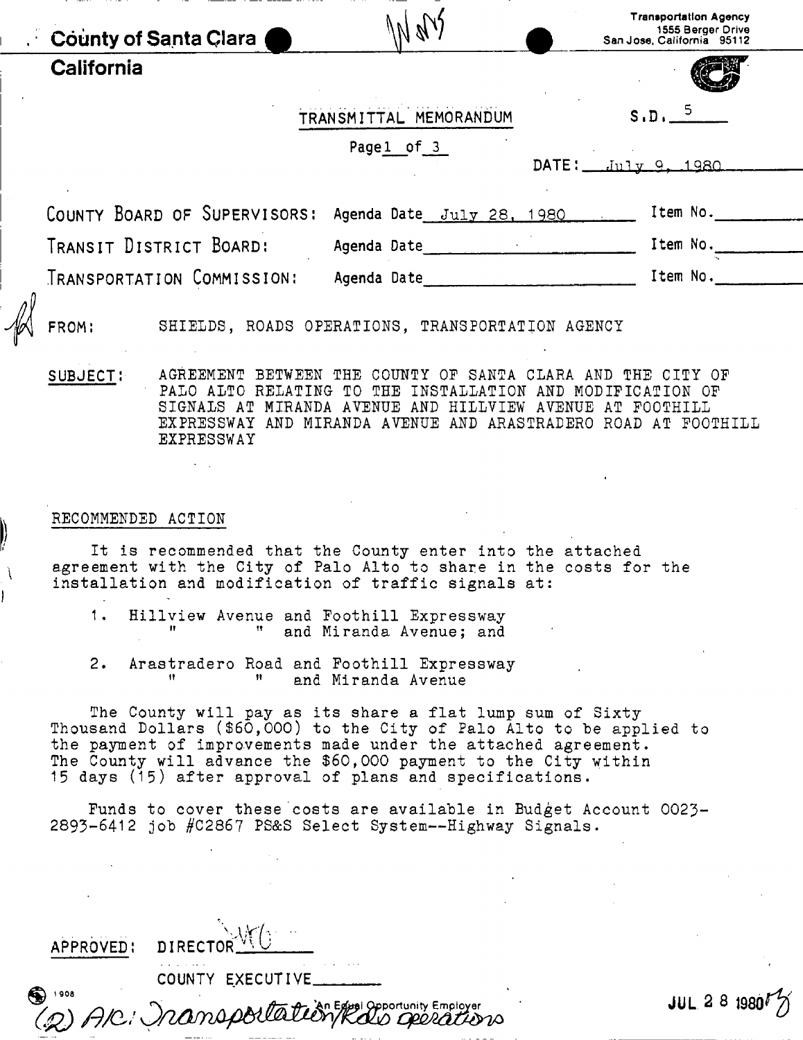County of Santa Clara

California

Transportation Agency
1555 Berger Drive
San Jose, California 95112

TRANSMITTAL MEMORANDUM

S.D. 5

DATE: July 9, 1980

| | | |
|---|---|---|
| COUNTY BOARD OF SUPERVISORS: | Agenda Date July 28, 1980 | Item No. |
| TRANSIT DISTRICT BOARD: | Agenda Date | Item No. |
| TRANSPORTATION COMMISSION: | Agenda Date | Item No. |

FROM: SHIELDS, ROADS OPERATIONS, TRANSPORTATION AGENCY

SUBJECT: AGREEMENT BETWEEN THE COUNTY OF SANTA CLARA AND THE CITY OF PALO ALTO RELATING TO THE INSTALLATION AND MODIFICATION OF SIGNALS AT MIRANDA AVENUE AND HILLVIEW AVENUE AT FOOTHILL EXPRESSWAY AND MIRANDA AVENUE AND ARASTRADERO ROAD AT FOOTHILL EXPRESSWAY

RECOMMENDED ACTION

It is recommended that the County enter into the attached agreement with the City of Palo Alto to share in the costs for the installation and modification of traffic signals at:

1. Hillview Avenue and Foothill Expressway
   " " and Miranda Avenue; and

2. Arastradero Road and Foothill Expressway
   " " and Miranda Avenue

The County will pay as its share a flat lump sum of Sixty Thousand Dollars ($60,000) to the City of Palo Alto to be applied to the payment of improvements made under the attached agreement. The County will advance the $60,000 payment to the City within 15 days (15) after approval of plans and specifications.

Funds to cover these costs are available in Budget Account 0023-2893-6412 job #C2867 PS&S Select System--Highway Signals.

APPROVED: DIRECTOR

COUNTY EXECUTIVE

(2) A/C: Transportation/Roads operations

An Equal Opportunity Employer

JUL 28 1980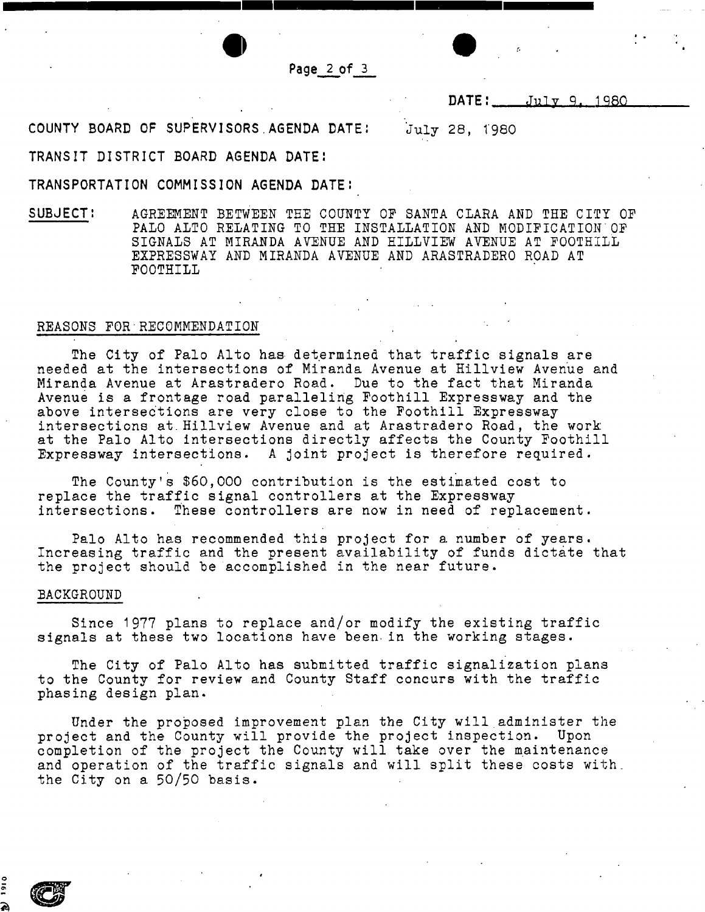DATE: July 9, 1980

COUNTY BOARD OF SUPERVISORS AGENDA DATE: July 28, 1980

TRANSIT DISTRICT BOARD AGENDA DATE:

TRANSPORTATION COMMISSION AGENDA DATE:

SUBJECT: AGREEMENT BETWEEN THE COUNTY OF SANTA CLARA AND THE CITY OF PALO ALTO RELATING TO THE INSTALLATION AND MODIFICATION OF SIGNALS AT MIRANDA AVENUE AND HILLVIEW AVENUE AT FOOTHILL EXPRESSWAY AND MIRANDA AVENUE AND ARASTRADERO ROAD AT FOOTHILL

## REASONS FOR RECOMMENDATION

The City of Palo Alto has determined that traffic signals are needed at the intersections of Miranda Avenue at Hillview Avenue and Miranda Avenue at Arastradero Road. Due to the fact that Miranda Avenue is a frontage road paralleling Foothill Expressway and the above intersections are very close to the Foothill Expressway intersections at Hillview Avenue and at Arastradero Road, the work at the Palo Alto intersections directly affects the County Foothill Expressway intersections. A joint project is therefore required.

The County's $60,000 contribution is the estimated cost to replace the traffic signal controllers at the Expressway intersections. These controllers are now in need of replacement.

Palo Alto has recommended this project for a number of years. Increasing traffic and the present availability of funds dictate that the project should be accomplished in the near future.

## BACKGROUND

Since 1977 plans to replace and/or modify the existing traffic signals at these two locations have been in the working stages.

The City of Palo Alto has submitted traffic signalization plans to the County for review and County Staff concurs with the traffic phasing design plan.

Under the proposed improvement plan the City will administer the project and the County will provide the project inspection. Upon completion of the project the County will take over the maintenance and operation of the traffic signals and will split these costs with the City on a 50/50 basis.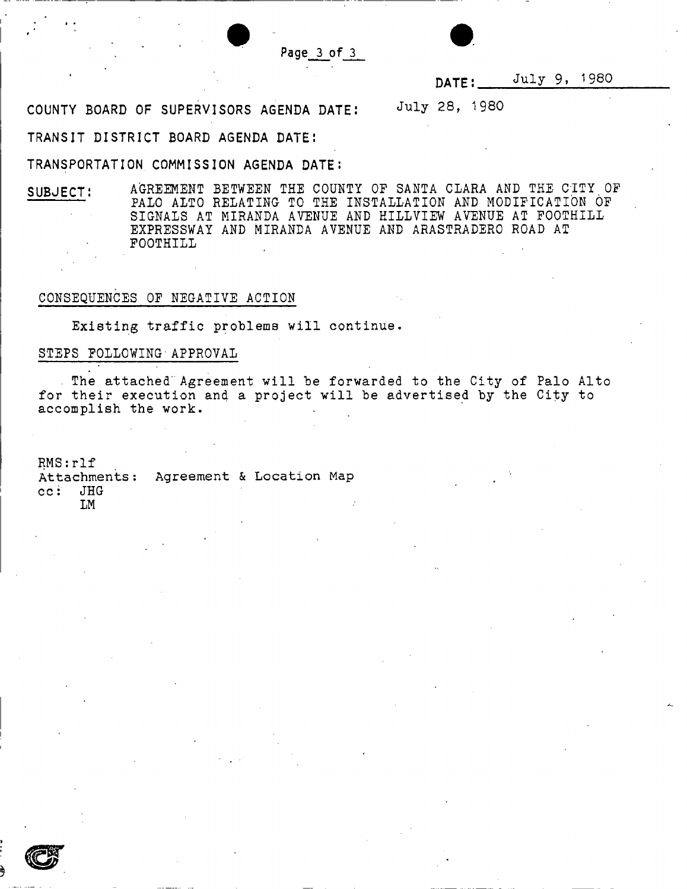DATE: July 9, 1980

COUNTY BOARD OF SUPERVISORS AGENDA DATE: July 28, 1980

TRANSIT DISTRICT BOARD AGENDA DATE:

TRANSPORTATION COMMISSION AGENDA DATE:

SUBJECT: AGREEMENT BETWEEN THE COUNTY OF SANTA CLARA AND THE CITY OF PALO ALTO RELATING TO THE INSTALLATION AND MODIFICATION OF SIGNALS AT MIRANDA AVENUE AND HILLVIEW AVENUE AT FOOTHILL EXPRESSWAY AND MIRANDA AVENUE AND ARASTRADERO ROAD AT FOOTHILL

CONSEQUENCES OF NEGATIVE ACTION

Existing traffic problems will continue.

STEPS FOLLOWING APPROVAL

The attached Agreement will be forwarded to the City of Palo Alto for their execution and a project will be advertised by the City to accomplish the work.

RMS:rlf
Attachments: Agreement & Location Map
cc: JHG
LM